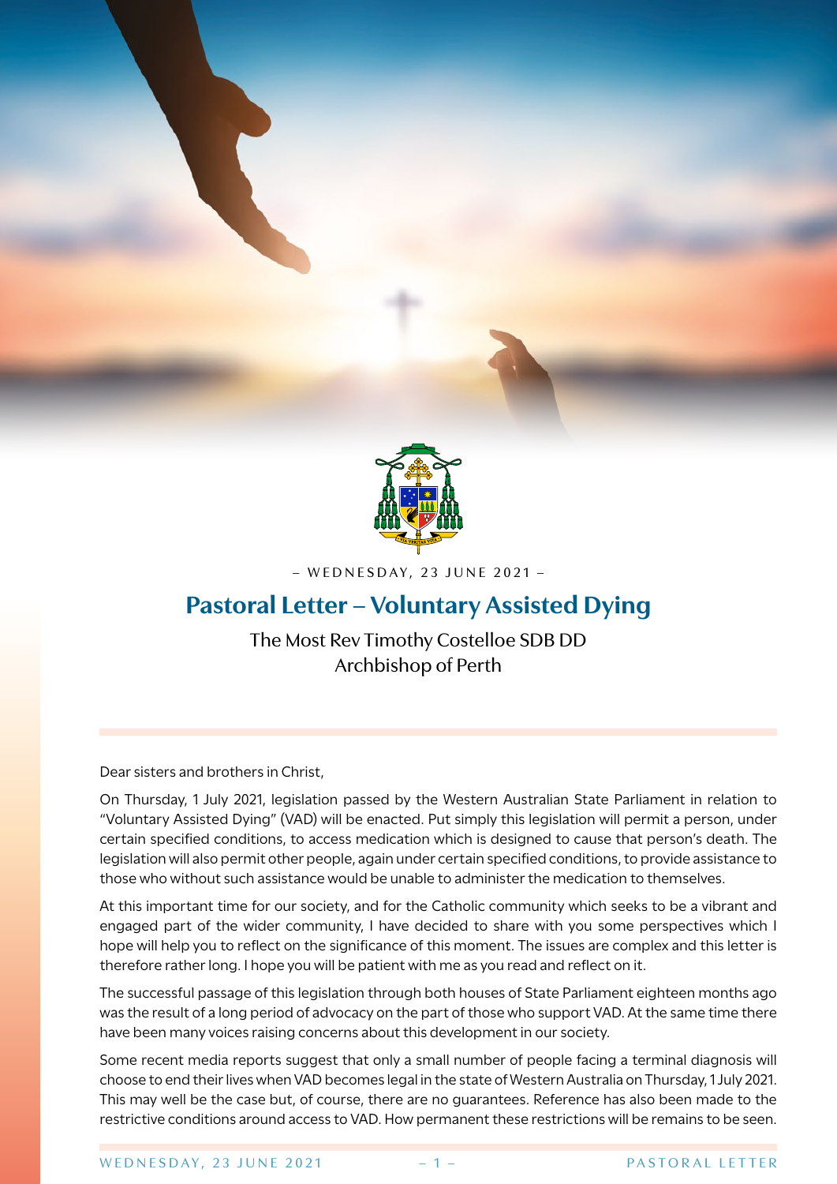– WEDNESDAY, 23 JUNE 2021 –

# Pastoral Letter – Voluntary Assisted Dying

The Most Rev Timothy Costelloe SDB DD
Archbishop of Perth

Dear sisters and brothers in Christ,

On Thursday, 1 July 2021, legislation passed by the Western Australian State Parliament in relation to "Voluntary Assisted Dying" (VAD) will be enacted. Put simply this legislation will permit a person, under certain specified conditions, to access medication which is designed to cause that person's death. The legislation will also permit other people, again under certain specified conditions, to provide assistance to those who without such assistance would be unable to administer the medication to themselves.

At this important time for our society, and for the Catholic community which seeks to be a vibrant and engaged part of the wider community, I have decided to share with you some perspectives which I hope will help you to reflect on the significance of this moment. The issues are complex and this letter is therefore rather long. I hope you will be patient with me as you read and reflect on it.

The successful passage of this legislation through both houses of State Parliament eighteen months ago was the result of a long period of advocacy on the part of those who support VAD. At the same time there have been many voices raising concerns about this development in our society.

Some recent media reports suggest that only a small number of people facing a terminal diagnosis will choose to end their lives when VAD becomes legal in the state of Western Australia on Thursday, 1 July 2021. This may well be the case but, of course, there are no guarantees. Reference has also been made to the restrictive conditions around access to VAD. How permanent these restrictions will be remains to be seen.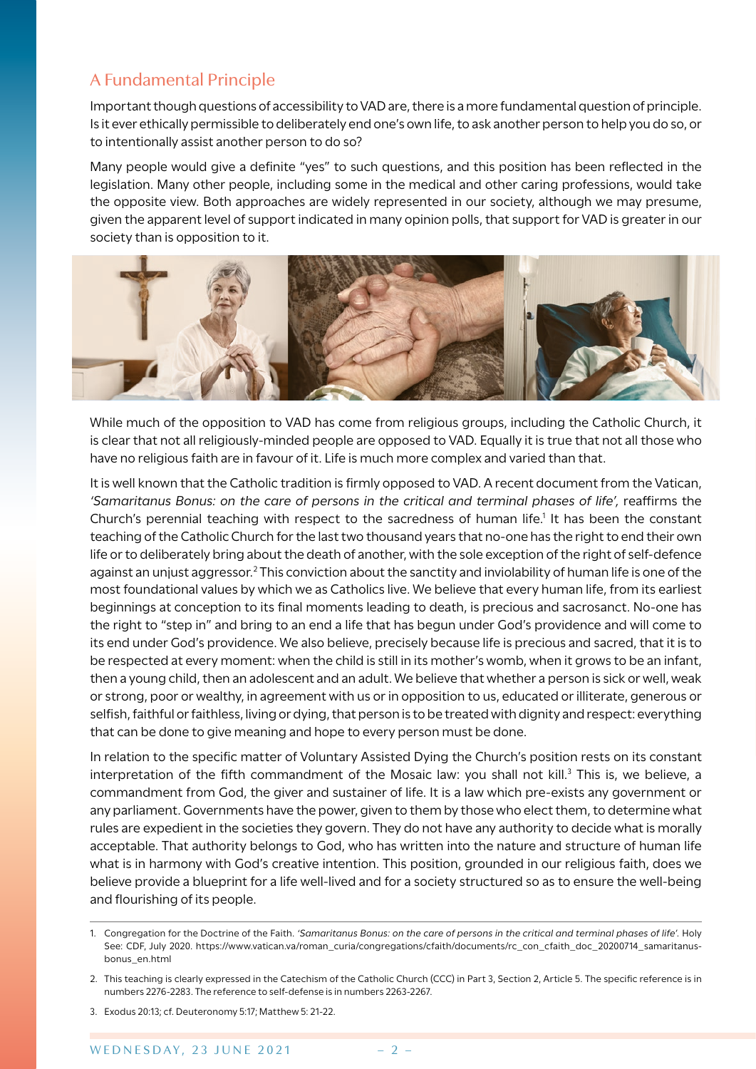## A Fundamental Principle

Important though questions of accessibility to VAD are, there is a more fundamental question of principle. Is it ever ethically permissible to deliberately end one's own life, to ask another person to help you do so, or to intentionally assist another person to do so?

Many people would give a definite "yes" to such questions, and this position has been reflected in the legislation. Many other people, including some in the medical and other caring professions, would take the opposite view. Both approaches are widely represented in our society, although we may presume, given the apparent level of support indicated in many opinion polls, that support for VAD is greater in our society than is opposition to it.

While much of the opposition to VAD has come from religious groups, including the Catholic Church, it is clear that not all religiously-minded people are opposed to VAD. Equally it is true that not all those who have no religious faith are in favour of it. Life is much more complex and varied than that.

It is well known that the Catholic tradition is firmly opposed to VAD. A recent document from the Vatican, *'Samaritanus Bonus: on the care of persons in the critical and terminal phases of life'*, reaffirms the Church's perennial teaching with respect to the sacredness of human life.[1] It has been the constant teaching of the Catholic Church for the last two thousand years that no-one has the right to end their own life or to deliberately bring about the death of another, with the sole exception of the right of self-defence against an unjust aggressor.[2] This conviction about the sanctity and inviolability of human life is one of the most foundational values by which we as Catholics live. We believe that every human life, from its earliest beginnings at conception to its final moments leading to death, is precious and sacrosanct. No-one has the right to "step in" and bring to an end a life that has begun under God's providence and will come to its end under God's providence. We also believe, precisely because life is precious and sacred, that it is to be respected at every moment: when the child is still in its mother's womb, when it grows to be an infant, then a young child, then an adolescent and an adult. We believe that whether a person is sick or well, weak or strong, poor or wealthy, in agreement with us or in opposition to us, educated or illiterate, generous or selfish, faithful or faithless, living or dying, that person is to be treated with dignity and respect: everything that can be done to give meaning and hope to every person must be done.

In relation to the specific matter of Voluntary Assisted Dying the Church's position rests on its constant interpretation of the fifth commandment of the Mosaic law: you shall not kill.[3] This is, we believe, a commandment from God, the giver and sustainer of life. It is a law which pre-exists any government or any parliament. Governments have the power, given to them by those who elect them, to determine what rules are expedient in the societies they govern. They do not have any authority to decide what is morally acceptable. That authority belongs to God, who has written into the nature and structure of human life what is in harmony with God's creative intention. This position, grounded in our religious faith, does we believe provide a blueprint for a life well-lived and for a society structured so as to ensure the well-being and flourishing of its people.

---

1. Congregation for the Doctrine of the Faith. *'Samaritanus Bonus: on the care of persons in the critical and terminal phases of life'*. Holy See: CDF, July 2020. https://www.vatican.va/roman_curia/congregations/cfaith/documents/rc_con_cfaith_doc_20200714_samaritanus-bonus_en.html

2. This teaching is clearly expressed in the Catechism of the Catholic Church (CCC) in Part 3, Section 2, Article 5. The specific reference is in numbers 2276-2283. The reference to self-defense is in numbers 2263-2267.

3. Exodus 20:13; cf. Deuteronomy 5:17; Matthew 5: 21-22.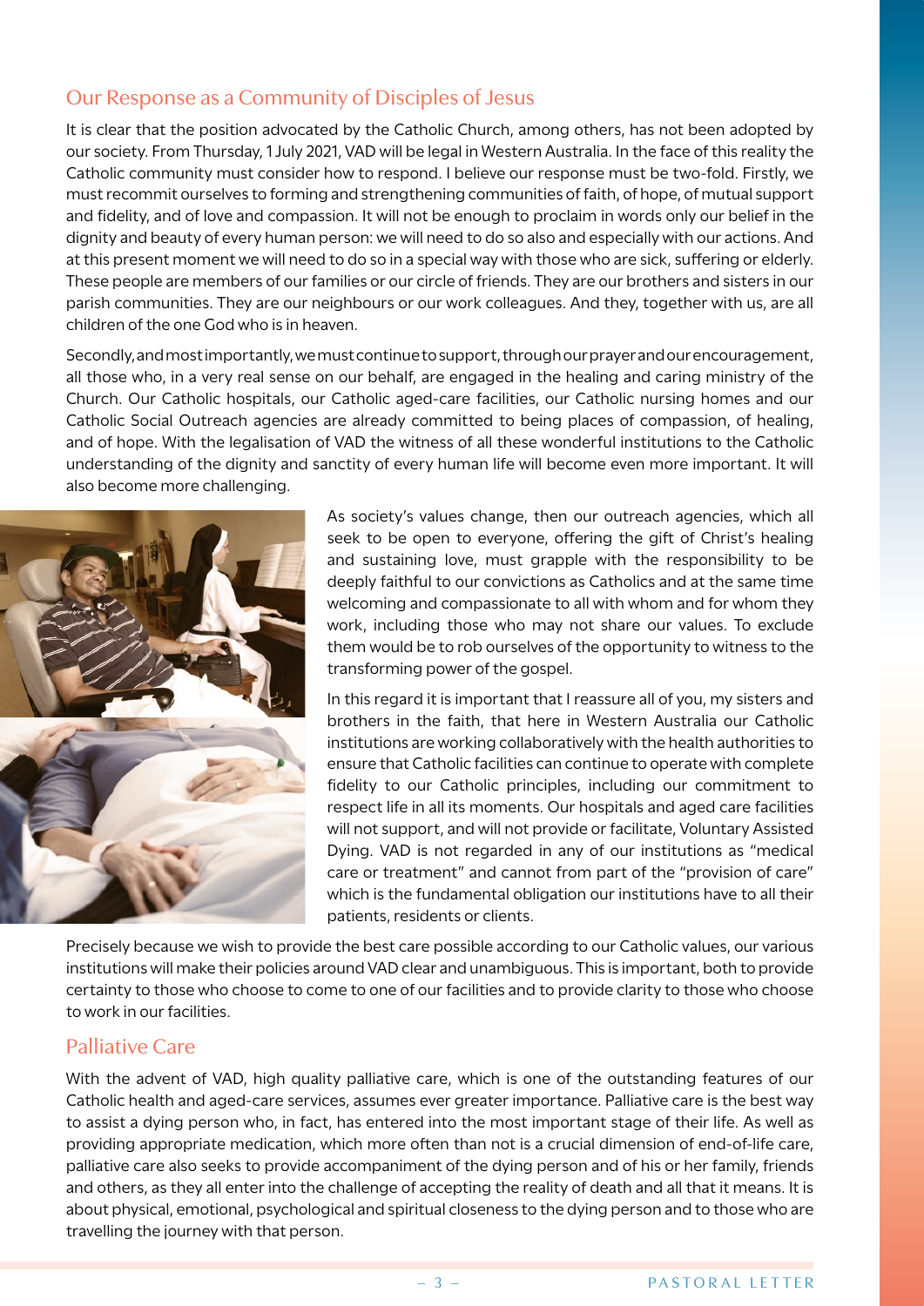## Our Response as a Community of Disciples of Jesus

It is clear that the position advocated by the Catholic Church, among others, has not been adopted by our society. From Thursday, 1 July 2021, VAD will be legal in Western Australia. In the face of this reality the Catholic community must consider how to respond. I believe our response must be two-fold. Firstly, we must recommit ourselves to forming and strengthening communities of faith, of hope, of mutual support and fidelity, and of love and compassion. It will not be enough to proclaim in words only our belief in the dignity and beauty of every human person: we will need to do so also and especially with our actions. And at this present moment we will need to do so in a special way with those who are sick, suffering or elderly. These people are members of our families or our circle of friends. They are our brothers and sisters in our parish communities. They are our neighbours or our work colleagues. And they, together with us, are all children of the one God who is in heaven.

Secondly, and most importantly, we must continue to support, through our prayer and our encouragement, all those who, in a very real sense on our behalf, are engaged in the healing and caring ministry of the Church. Our Catholic hospitals, our Catholic aged-care facilities, our Catholic nursing homes and our Catholic Social Outreach agencies are already committed to being places of compassion, of healing, and of hope. With the legalisation of VAD the witness of all these wonderful institutions to the Catholic understanding of the dignity and sanctity of every human life will become even more important. It will also become more challenging.

As society's values change, then our outreach agencies, which all seek to be open to everyone, offering the gift of Christ's healing and sustaining love, must grapple with the responsibility to be deeply faithful to our convictions as Catholics and at the same time welcoming and compassionate to all with whom and for whom they work, including those who may not share our values. To exclude them would be to rob ourselves of the opportunity to witness to the transforming power of the gospel.

In this regard it is important that I reassure all of you, my sisters and brothers in the faith, that here in Western Australia our Catholic institutions are working collaboratively with the health authorities to ensure that Catholic facilities can continue to operate with complete fidelity to our Catholic principles, including our commitment to respect life in all its moments. Our hospitals and aged care facilities will not support, and will not provide or facilitate, Voluntary Assisted Dying. VAD is not regarded in any of our institutions as "medical care or treatment" and cannot from part of the "provision of care" which is the fundamental obligation our institutions have to all their patients, residents or clients.

Precisely because we wish to provide the best care possible according to our Catholic values, our various institutions will make their policies around VAD clear and unambiguous. This is important, both to provide certainty to those who choose to come to one of our facilities and to provide clarity to those who choose to work in our facilities.

## Palliative Care

With the advent of VAD, high quality palliative care, which is one of the outstanding features of our Catholic health and aged-care services, assumes ever greater importance. Palliative care is the best way to assist a dying person who, in fact, has entered into the most important stage of their life. As well as providing appropriate medication, which more often than not is a crucial dimension of end-of-life care, palliative care also seeks to provide accompaniment of the dying person and of his or her family, friends and others, as they all enter into the challenge of accepting the reality of death and all that it means. It is about physical, emotional, psychological and spiritual closeness to the dying person and to those who are travelling the journey with that person.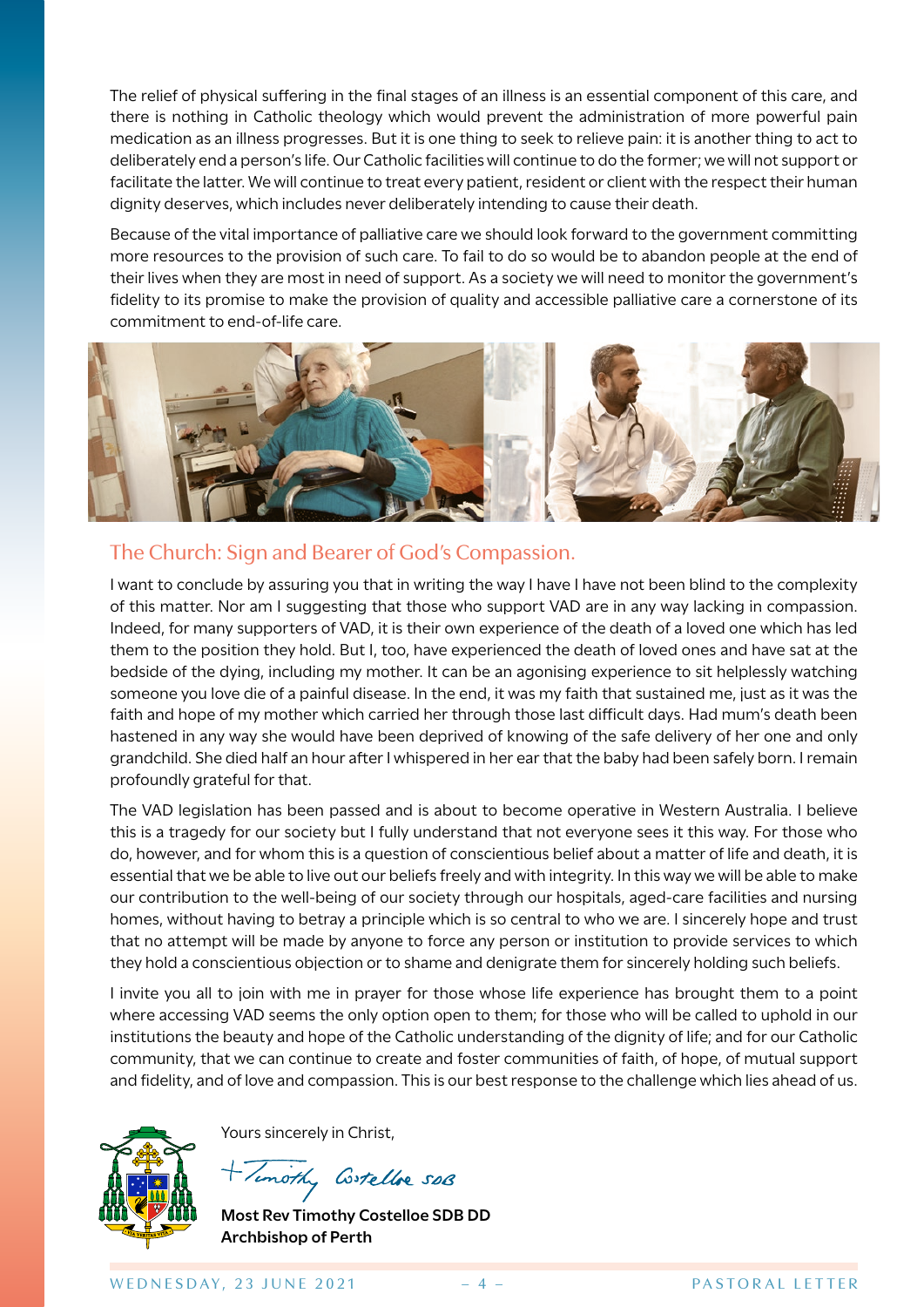The relief of physical suffering in the final stages of an illness is an essential component of this care, and there is nothing in Catholic theology which would prevent the administration of more powerful pain medication as an illness progresses. But it is one thing to seek to relieve pain: it is another thing to act to deliberately end a person's life. Our Catholic facilities will continue to do the former; we will not support or facilitate the latter. We will continue to treat every patient, resident or client with the respect their human dignity deserves, which includes never deliberately intending to cause their death.

Because of the vital importance of palliative care we should look forward to the government committing more resources to the provision of such care. To fail to do so would be to abandon people at the end of their lives when they are most in need of support. As a society we will need to monitor the government's fidelity to its promise to make the provision of quality and accessible palliative care a cornerstone of its commitment to end-of-life care.

## The Church: Sign and Bearer of God's Compassion.

I want to conclude by assuring you that in writing the way I have I have not been blind to the complexity of this matter. Nor am I suggesting that those who support VAD are in any way lacking in compassion. Indeed, for many supporters of VAD, it is their own experience of the death of a loved one which has led them to the position they hold. But I, too, have experienced the death of loved ones and have sat at the bedside of the dying, including my mother. It can be an agonising experience to sit helplessly watching someone you love die of a painful disease. In the end, it was my faith that sustained me, just as it was the faith and hope of my mother which carried her through those last difficult days. Had mum's death been hastened in any way she would have been deprived of knowing of the safe delivery of her one and only grandchild. She died half an hour after I whispered in her ear that the baby had been safely born. I remain profoundly grateful for that.

The VAD legislation has been passed and is about to become operative in Western Australia. I believe this is a tragedy for our society but I fully understand that not everyone sees it this way. For those who do, however, and for whom this is a question of conscientious belief about a matter of life and death, it is essential that we be able to live out our beliefs freely and with integrity. In this way we will be able to make our contribution to the well-being of our society through our hospitals, aged-care facilities and nursing homes, without having to betray a principle which is so central to who we are. I sincerely hope and trust that no attempt will be made by anyone to force any person or institution to provide services to which they hold a conscientious objection or to shame and denigrate them for sincerely holding such beliefs.

I invite you all to join with me in prayer for those whose life experience has brought them to a point where accessing VAD seems the only option open to them; for those who will be called to uphold in our institutions the beauty and hope of the Catholic understanding of the dignity of life; and for our Catholic community, that we can continue to create and foster communities of faith, of hope, of mutual support and fidelity, and of love and compassion. This is our best response to the challenge which lies ahead of us.

Yours sincerely in Christ,

+Timothy Costelloe SDB

**Most Rev Timothy Costelloe SDB DD**
**Archbishop of Perth**